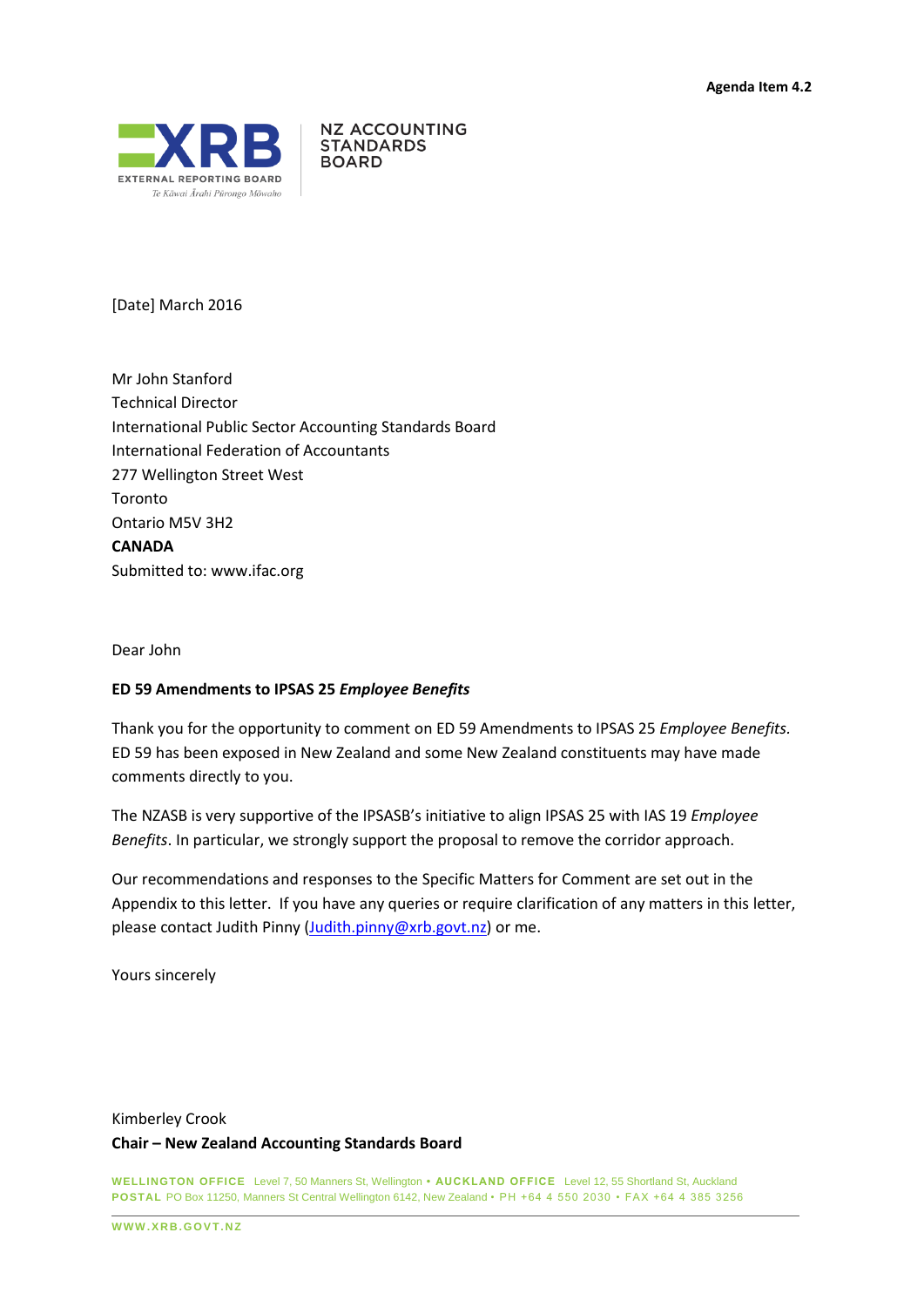Agenda Item 4.2

EXTERNAL REPORTING BOARD
Te Kāwai Ārahi Pūrongo Mōwaho

NZ ACCOUNTING STANDARDS BOARD

[Date] March 2016

Mr John Stanford
Technical Director
International Public Sector Accounting Standards Board
International Federation of Accountants
277 Wellington Street West
Toronto
Ontario M5V 3H2
**CANADA**
Submitted to: www.ifac.org

Dear John

**ED 59 Amendments to IPSAS 25 *Employee Benefits***

Thank you for the opportunity to comment on ED 59 Amendments to IPSAS 25 *Employee Benefits*. ED 59 has been exposed in New Zealand and some New Zealand constituents may have made comments directly to you.

The NZASB is very supportive of the IPSASB's initiative to align IPSAS 25 with IAS 19 *Employee Benefits*. In particular, we strongly support the proposal to remove the corridor approach.

Our recommendations and responses to the Specific Matters for Comment are set out in the Appendix to this letter. If you have any queries or require clarification of any matters in this letter, please contact Judith Pinny (Judith.pinny@xrb.govt.nz) or me.

Yours sincerely

Kimberley Crook
**Chair – New Zealand Accounting Standards Board**

**WELLINGTON OFFICE** Level 7, 50 Manners St, Wellington • **AUCKLAND OFFICE** Level 12, 55 Shortland St, Auckland
**POSTAL** PO Box 11250, Manners St Central Wellington 6142, New Zealand • PH +64 4 550 2030 • FAX +64 4 385 3256

**WWW.XRB.GOVT.NZ**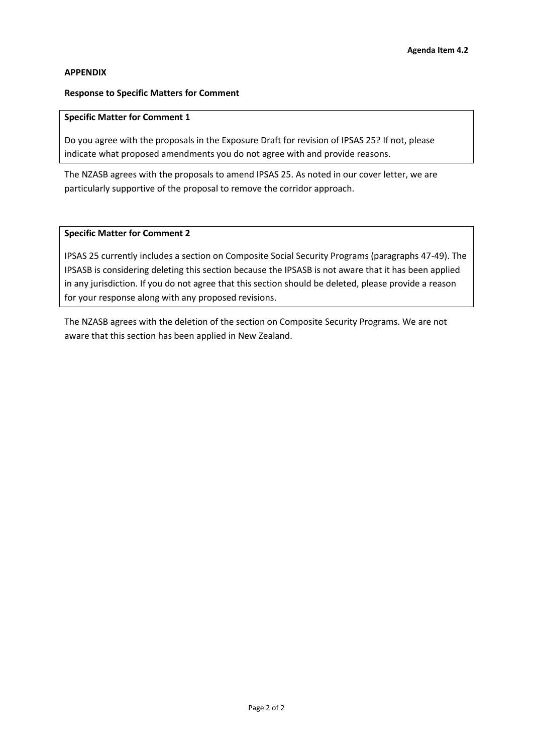**APPENDIX**

**Response to Specific Matters for Comment**

**Specific Matter for Comment 1**

Do you agree with the proposals in the Exposure Draft for revision of IPSAS 25? If not, please indicate what proposed amendments you do not agree with and provide reasons.

The NZASB agrees with the proposals to amend IPSAS 25. As noted in our cover letter, we are particularly supportive of the proposal to remove the corridor approach.

**Specific Matter for Comment 2**

IPSAS 25 currently includes a section on Composite Social Security Programs (paragraphs 47-49). The IPSASB is considering deleting this section because the IPSASB is not aware that it has been applied in any jurisdiction. If you do not agree that this section should be deleted, please provide a reason for your response along with any proposed revisions.

The NZASB agrees with the deletion of the section on Composite Security Programs. We are not aware that this section has been applied in New Zealand.